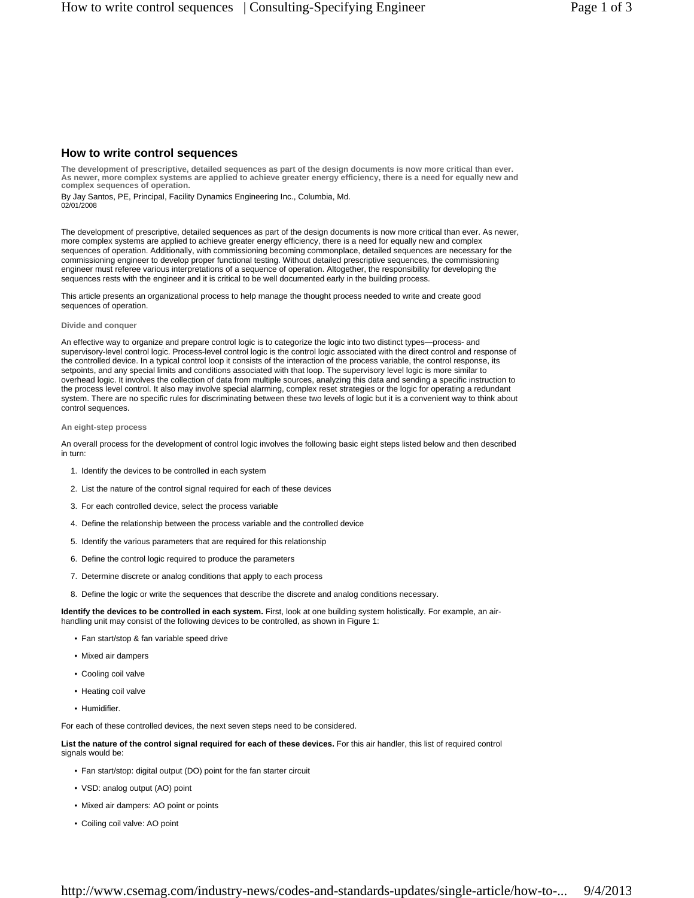# How to write control sequences

**The development of prescriptive, detailed sequences as part of the design documents is now more critical than ever. As newer, more complex systems are applied to achieve greater energy efficiency, there is a need for equally new and complex sequences of operation.**

By Jay Santos, PE, Principal, Facility Dynamics Engineering Inc., Columbia, Md.
02/01/2008

The development of prescriptive, detailed sequences as part of the design documents is now more critical than ever. As newer, more complex systems are applied to achieve greater energy efficiency, there is a need for equally new and complex sequences of operation. Additionally, with commissioning becoming commonplace, detailed sequences are necessary for the commissioning engineer to develop proper functional testing. Without detailed prescriptive sequences, the commissioning engineer must referee various interpretations of a sequence of operation. Altogether, the responsibility for developing the sequences rests with the engineer and it is critical to be well documented early in the building process.

This article presents an organizational process to help manage the thought process needed to write and create good sequences of operation.

### Divide and conquer

An effective way to organize and prepare control logic is to categorize the logic into two distinct types—process- and supervisory-level control logic. Process-level control logic is the control logic associated with the direct control and response of the controlled device. In a typical control loop it consists of the interaction of the process variable, the control response, its setpoints, and any special limits and conditions associated with that loop. The supervisory level logic is more similar to overhead logic. It involves the collection of data from multiple sources, analyzing this data and sending a specific instruction to the process level control. It also may involve special alarming, complex reset strategies or the logic for operating a redundant system. There are no specific rules for discriminating between these two levels of logic but it is a convenient way to think about control sequences.

### An eight-step process

An overall process for the development of control logic involves the following basic eight steps listed below and then described in turn:

1. Identify the devices to be controlled in each system
2. List the nature of the control signal required for each of these devices
3. For each controlled device, select the process variable
4. Define the relationship between the process variable and the controlled device
5. Identify the various parameters that are required for this relationship
6. Define the control logic required to produce the parameters
7. Determine discrete or analog conditions that apply to each process
8. Define the logic or write the sequences that describe the discrete and analog conditions necessary.

**Identify the devices to be controlled in each system.** First, look at one building system holistically. For example, an air-handling unit may consist of the following devices to be controlled, as shown in Figure 1:

- Fan start/stop & fan variable speed drive
- Mixed air dampers
- Cooling coil valve
- Heating coil valve
- Humidifier.

For each of these controlled devices, the next seven steps need to be considered.

**List the nature of the control signal required for each of these devices.** For this air handler, this list of required control signals would be:

- Fan start/stop: digital output (DO) point for the fan starter circuit
- VSD: analog output (AO) point
- Mixed air dampers: AO point or points
- Coiling coil valve: AO point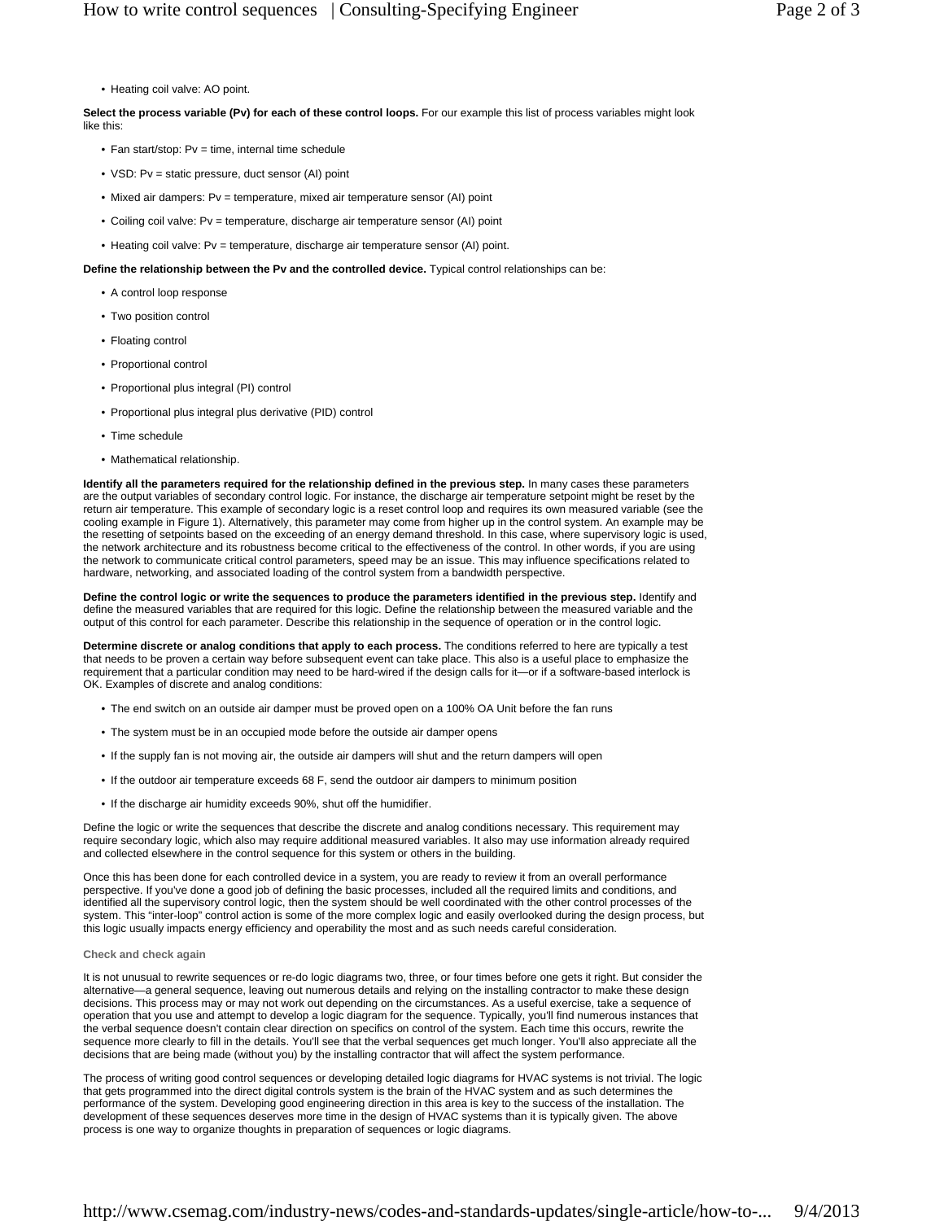- Heating coil valve: AO point.

**Select the process variable (Pv) for each of these control loops.** For our example this list of process variables might look like this:

- Fan start/stop: Pv = time, internal time schedule
- VSD: Pv = static pressure, duct sensor (AI) point
- Mixed air dampers: Pv = temperature, mixed air temperature sensor (AI) point
- Coiling coil valve: Pv = temperature, discharge air temperature sensor (AI) point
- Heating coil valve: Pv = temperature, discharge air temperature sensor (AI) point.

**Define the relationship between the Pv and the controlled device.** Typical control relationships can be:

- A control loop response
- Two position control
- Floating control
- Proportional control
- Proportional plus integral (PI) control
- Proportional plus integral plus derivative (PID) control
- Time schedule
- Mathematical relationship.

**Identify all the parameters required for the relationship defined in the previous step.** In many cases these parameters are the output variables of secondary control logic. For instance, the discharge air temperature setpoint might be reset by the return air temperature. This example of secondary logic is a reset control loop and requires its own measured variable (see the cooling example in Figure 1). Alternatively, this parameter may come from higher up in the control system. An example may be the resetting of setpoints based on the exceeding of an energy demand threshold. In this case, where supervisory logic is used, the network architecture and its robustness become critical to the effectiveness of the control. In other words, if you are using the network to communicate critical control parameters, speed may be an issue. This may influence specifications related to hardware, networking, and associated loading of the control system from a bandwidth perspective.

**Define the control logic or write the sequences to produce the parameters identified in the previous step.** Identify and define the measured variables that are required for this logic. Define the relationship between the measured variable and the output of this control for each parameter. Describe this relationship in the sequence of operation or in the control logic.

**Determine discrete or analog conditions that apply to each process.** The conditions referred to here are typically a test that needs to be proven a certain way before subsequent event can take place. This also is a useful place to emphasize the requirement that a particular condition may need to be hard-wired if the design calls for it—or if a software-based interlock is OK. Examples of discrete and analog conditions:

- The end switch on an outside air damper must be proved open on a 100% OA Unit before the fan runs
- The system must be in an occupied mode before the outside air damper opens
- If the supply fan is not moving air, the outside air dampers will shut and the return dampers will open
- If the outdoor air temperature exceeds 68 F, send the outdoor air dampers to minimum position
- If the discharge air humidity exceeds 90%, shut off the humidifier.

Define the logic or write the sequences that describe the discrete and analog conditions necessary. This requirement may require secondary logic, which also may require additional measured variables. It also may use information already required and collected elsewhere in the control sequence for this system or others in the building.

Once this has been done for each controlled device in a system, you are ready to review it from an overall performance perspective. If you've done a good job of defining the basic processes, included all the required limits and conditions, and identified all the supervisory control logic, then the system should be well coordinated with the other control processes of the system. This "inter-loop" control action is some of the more complex logic and easily overlooked during the design process, but this logic usually impacts energy efficiency and operability the most and as such needs careful consideration.

### Check and check again

It is not unusual to rewrite sequences or re-do logic diagrams two, three, or four times before one gets it right. But consider the alternative—a general sequence, leaving out numerous details and relying on the installing contractor to make these design decisions. This process may or may not work out depending on the circumstances. As a useful exercise, take a sequence of operation that you use and attempt to develop a logic diagram for the sequence. Typically, you'll find numerous instances that the verbal sequence doesn't contain clear direction on specifics on control of the system. Each time this occurs, rewrite the sequence more clearly to fill in the details. You'll see that the verbal sequences get much longer. You'll also appreciate all the decisions that are being made (without you) by the installing contractor that will affect the system performance.

The process of writing good control sequences or developing detailed logic diagrams for HVAC systems is not trivial. The logic that gets programmed into the direct digital controls system is the brain of the HVAC system and as such determines the performance of the system. Developing good engineering direction in this area is key to the success of the installation. The development of these sequences deserves more time in the design of HVAC systems than it is typically given. The above process is one way to organize thoughts in preparation of sequences or logic diagrams.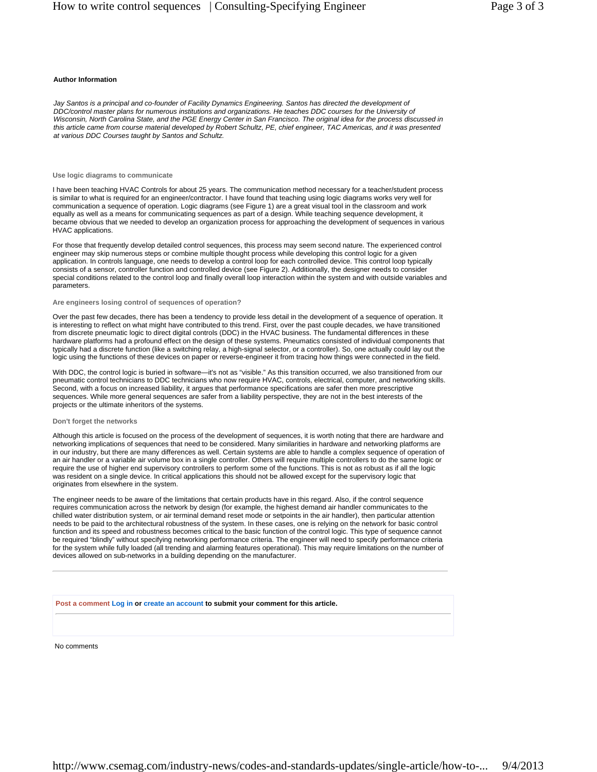**Author Information**

*Jay Santos is a principal and co-founder of Facility Dynamics Engineering. Santos has directed the development of DDC/control master plans for numerous institutions and organizations. He teaches DDC courses for the University of Wisconsin, North Carolina State, and the PGE Energy Center in San Francisco. The original idea for the process discussed in this article came from course material developed by Robert Schultz, PE, chief engineer, TAC Americas, and it was presented at various DDC Courses taught by Santos and Schultz.*

### Use logic diagrams to communicate

I have been teaching HVAC Controls for about 25 years. The communication method necessary for a teacher/student process is similar to what is required for an engineer/contractor. I have found that teaching using logic diagrams works very well for communication a sequence of operation. Logic diagrams (see Figure 1) are a great visual tool in the classroom and work equally as well as a means for communicating sequences as part of a design. While teaching sequence development, it became obvious that we needed to develop an organization process for approaching the development of sequences in various HVAC applications.

For those that frequently develop detailed control sequences, this process may seem second nature. The experienced control engineer may skip numerous steps or combine multiple thought process while developing this control logic for a given application. In controls language, one needs to develop a control loop for each controlled device. This control loop typically consists of a sensor, controller function and controlled device (see Figure 2). Additionally, the designer needs to consider special conditions related to the control loop and finally overall loop interaction within the system and with outside variables and parameters.

### Are engineers losing control of sequences of operation?

Over the past few decades, there has been a tendency to provide less detail in the development of a sequence of operation. It is interesting to reflect on what might have contributed to this trend. First, over the past couple decades, we have transitioned from discrete pneumatic logic to direct digital controls (DDC) in the HVAC business. The fundamental differences in these hardware platforms had a profound effect on the design of these systems. Pneumatics consisted of individual components that typically had a discrete function (like a switching relay, a high-signal selector, or a controller). So, one actually could lay out the logic using the functions of these devices on paper or reverse-engineer it from tracing how things were connected in the field.

With DDC, the control logic is buried in software—it's not as "visible." As this transition occurred, we also transitioned from our pneumatic control technicians to DDC technicians who now require HVAC, controls, electrical, computer, and networking skills. Second, with a focus on increased liability, it argues that performance specifications are safer then more prescriptive sequences. While more general sequences are safer from a liability perspective, they are not in the best interests of the projects or the ultimate inheritors of the systems.

### Don't forget the networks

Although this article is focused on the process of the development of sequences, it is worth noting that there are hardware and networking implications of sequences that need to be considered. Many similarities in hardware and networking platforms are in our industry, but there are many differences as well. Certain systems are able to handle a complex sequence of operation of an air handler or a variable air volume box in a single controller. Others will require multiple controllers to do the same logic or require the use of higher end supervisory controllers to perform some of the functions. This is not as robust as if all the logic was resident on a single device. In critical applications this should not be allowed except for the supervisory logic that originates from elsewhere in the system.

The engineer needs to be aware of the limitations that certain products have in this regard. Also, if the control sequence requires communication across the network by design (for example, the highest demand air handler communicates to the chilled water distribution system, or air terminal demand reset mode or setpoints in the air handler), then particular attention needs to be paid to the architectural robustness of the system. In these cases, one is relying on the network for basic control function and its speed and robustness becomes critical to the basic function of the control logic. This type of sequence cannot be required "blindly" without specifying networking performance criteria. The engineer will need to specify performance criteria for the system while fully loaded (all trending and alarming features operational). This may require limitations on the number of devices allowed on sub-networks in a building depending on the manufacturer.

---

**Post a comment Log in or create an account to submit your comment for this article.**

No comments